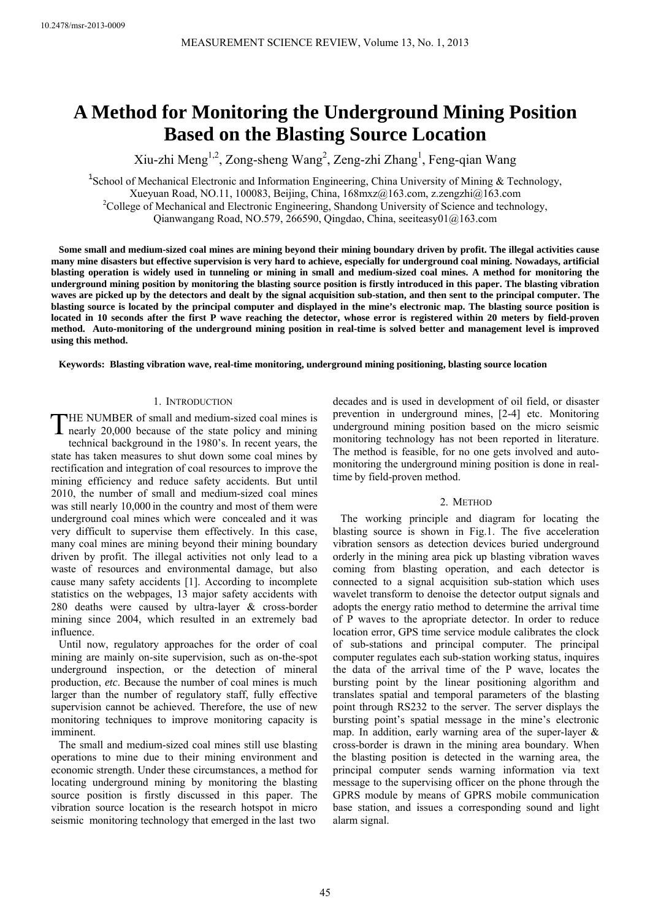10.2478/msr-2013-0009

# A Method for Monitoring the Underground Mining Position Based on the Blasting Source Location

Xiu-zhi Meng[1,2], Zong-sheng Wang[2], Zeng-zhi Zhang[1], Feng-qian Wang

[1]School of Mechanical Electronic and Information Engineering, China University of Mining & Technology, Xueyuan Road, NO.11, 100083, Beijing, China, 168mxz@163.com, z.zengzhi@163.com
[2]College of Mechanical and Electronic Engineering, Shandong University of Science and technology, Qianwangang Road, NO.579, 266590, Qingdao, China, seeiteasy01@163.com

**Some small and medium-sized coal mines are mining beyond their mining boundary driven by profit. The illegal activities cause many mine disasters but effective supervision is very hard to achieve, especially for underground coal mining. Nowadays, artificial blasting operation is widely used in tunneling or mining in small and medium-sized coal mines. A method for monitoring the underground mining position by monitoring the blasting source position is firstly introduced in this paper. The blasting vibration waves are picked up by the detectors and dealt by the signal acquisition sub-station, and then sent to the principal computer. The blasting source is located by the principal computer and displayed in the mine's electronic map. The blasting source position is located in 10 seconds after the first P wave reaching the detector, whose error is registered within 20 meters by field-proven method. Auto-monitoring of the underground mining position in real-time is solved better and management level is improved using this method.**

**Keywords: Blasting vibration wave, real-time monitoring, underground mining positioning, blasting source location**

## 1. Introduction

THE NUMBER of small and medium-sized coal mines is nearly 20,000 because of the state policy and mining technical background in the 1980's. In recent years, the state has taken measures to shut down some coal mines by rectification and integration of coal resources to improve the mining efficiency and reduce safety accidents. But until 2010, the number of small and medium-sized coal mines was still nearly 10,000 in the country and most of them were underground coal mines which were concealed and it was very difficult to supervise them effectively. In this case, many coal mines are mining beyond their mining boundary driven by profit. The illegal activities not only lead to a waste of resources and environmental damage, but also cause many safety accidents [1]. According to incomplete statistics on the webpages, 13 major safety accidents with 280 deaths were caused by ultra-layer & cross-border mining since 2004, which resulted in an extremely bad influence.

Until now, regulatory approaches for the order of coal mining are mainly on-site supervision, such as on-the-spot underground inspection, or the detection of mineral production, *etc*. Because the number of coal mines is much larger than the number of regulatory staff, fully effective supervision cannot be achieved. Therefore, the use of new monitoring techniques to improve monitoring capacity is imminent.

The small and medium-sized coal mines still use blasting operations to mine due to their mining environment and economic strength. Under these circumstances, a method for locating underground mining by monitoring the blasting source position is firstly discussed in this paper. The vibration source location is the research hotspot in micro seismic monitoring technology that emerged in the last two decades and is used in development of oil field, or disaster prevention in underground mines, [2-4] etc. Monitoring underground mining position based on the micro seismic monitoring technology has not been reported in literature. The method is feasible, for no one gets involved and auto-monitoring the underground mining position is done in real-time by field-proven method.

## 2. Method

The working principle and diagram for locating the blasting source is shown in Fig.1. The five acceleration vibration sensors as detection devices buried underground orderly in the mining area pick up blasting vibration waves coming from blasting operation, and each detector is connected to a signal acquisition sub-station which uses wavelet transform to denoise the detector output signals and adopts the energy ratio method to determine the arrival time of P waves to the apropriate detector. In order to reduce location error, GPS time service module calibrates the clock of sub-stations and principal computer. The principal computer regulates each sub-station working status, inquires the data of the arrival time of the P wave, locates the bursting point by the linear positioning algorithm and translates spatial and temporal parameters of the blasting point through RS232 to the server. The server displays the bursting point's spatial message in the mine's electronic map. In addition, early warning area of the super-layer & cross-border is drawn in the mining area boundary. When the blasting position is detected in the warning area, the principal computer sends warning information via text message to the supervising officer on the phone through the GPRS module by means of GPRS mobile communication base station, and issues a corresponding sound and light alarm signal.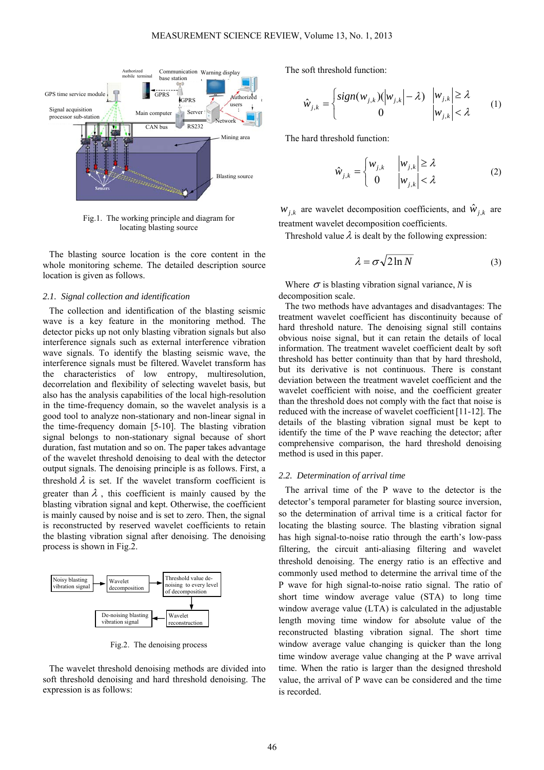Fig.1. The working principle and diagram for locating blasting source

The blasting source location is the core content in the whole monitoring scheme. The detailed description source location is given as follows.

### 2.1. Signal collection and identification

The collection and identification of the blasting seismic wave is a key feature in the monitoring method. The detector picks up not only blasting vibration signals but also interference signals such as external interference vibration wave signals. To identify the blasting seismic wave, the interference signals must be filtered. Wavelet transform has the characteristics of low entropy, multiresolution, decorrelation and flexibility of selecting wavelet basis, but also has the analysis capabilities of the local high-resolution in the time-frequency domain, so the wavelet analysis is a good tool to analyze non-stationary and non-linear signal in the time-frequency domain [5-10]. The blasting vibration signal belongs to non-stationary signal because of short duration, fast mutation and so on. The paper takes advantage of the wavelet threshold denoising to deal with the detector output signals. The denoising principle is as follows. First, a threshold $\lambda$ is set. If the wavelet transform coefficient is greater than $\lambda$, this coefficient is mainly caused by the blasting vibration signal and kept. Otherwise, the coefficient is mainly caused by noise and is set to zero. Then, the signal is reconstructed by reserved wavelet coefficients to retain the blasting vibration signal after denoising. The denoising process is shown in Fig.2.

Fig.2. The denoising process

The wavelet threshold denoising methods are divided into soft threshold denoising and hard threshold denoising. The expression is as follows:

The soft threshold function:

$$\hat{w}_{j,k} = \begin{cases} sign(w_{j,k})(|w_{j,k}| - \lambda) & |w_{j,k}| \geq \lambda \\ 0 & |w_{j,k}| < \lambda \end{cases} \tag{1}$$

The hard threshold function:

$$\hat{w}_{j,k} = \begin{cases} w_{j,k} & |w_{j,k}| \geq \lambda \\ 0 & |w_{j,k}| < \lambda \end{cases} \tag{2}$$

$w_{j,k}$ are wavelet decomposition coefficients, and $\hat{w}_{j,k}$ are treatment wavelet decomposition coefficients.

Threshold value $\lambda$ is dealt by the following expression:

$$\lambda = \sigma\sqrt{2\ln N} \tag{3}$$

Where $\sigma$ is blasting vibration signal variance, $N$ is decomposition scale.

The two methods have advantages and disadvantages: The treatment wavelet coefficient has discontinuity because of hard threshold nature. The denoising signal still contains obvious noise signal, but it can retain the details of local information. The treatment wavelet coefficient dealt by soft threshold has better continuity than that by hard threshold, but its derivative is not continuous. There is constant deviation between the treatment wavelet coefficient and the wavelet coefficient with noise, and the coefficient greater than the threshold does not comply with the fact that noise is reduced with the increase of wavelet coefficient [11-12]. The details of the blasting vibration signal must be kept to identify the time of the P wave reaching the detector; after comprehensive comparison, the hard threshold denoising method is used in this paper.

### 2.2. Determination of arrival time

The arrival time of the P wave to the detector is the detector's temporal parameter for blasting source inversion, so the determination of arrival time is a critical factor for locating the blasting source. The blasting vibration signal has high signal-to-noise ratio through the earth's low-pass filtering, the circuit anti-aliasing filtering and wavelet threshold denoising. The energy ratio is an effective and commonly used method to determine the arrival time of the P wave for high signal-to-noise ratio signal. The ratio of short time window average value (STA) to long time window average value (LTA) is calculated in the adjustable length moving time window for absolute value of the reconstructed blasting vibration signal. The short time window average value changing is quicker than the long time window average value changing at the P wave arrival time. When the ratio is larger than the designed threshold value, the arrival of P wave can be considered and the time is recorded.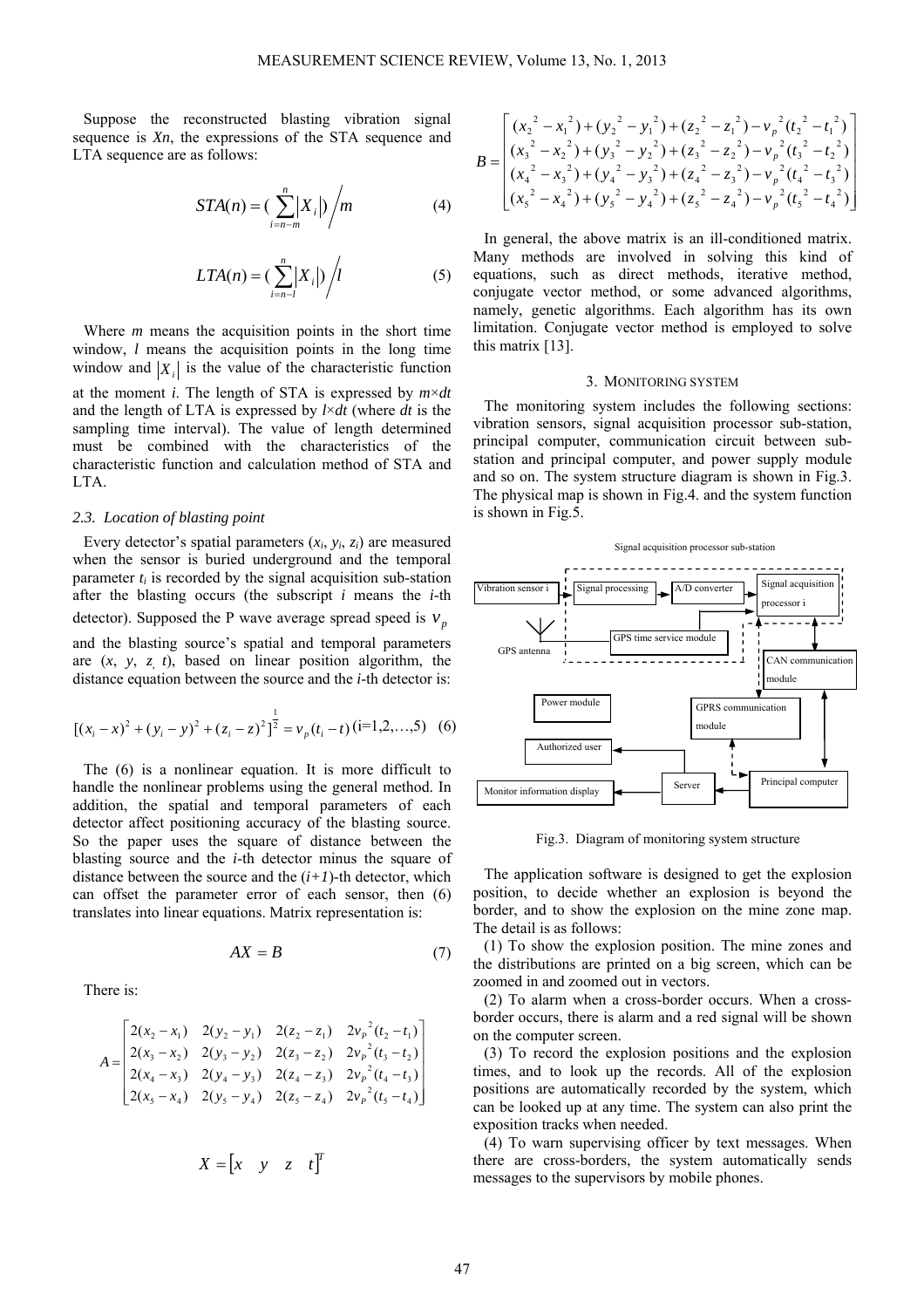Suppose the reconstructed blasting vibration signal sequence is $Xn$, the expressions of the STA sequence and LTA sequence are as follows:

$$STA(n) = (\sum_{i=n-m}^{n} |X_i|) \Big/ m \tag{4}$$

$$LTA(n) = (\sum_{i=n-l}^{n} |X_i|) \Big/ l \tag{5}$$

Where $m$ means the acquisition points in the short time window, $l$ means the acquisition points in the long time window and $|X_i|$ is the value of the characteristic function at the moment $i$. The length of STA is expressed by $m \times dt$ and the length of LTA is expressed by $l \times dt$ (where $dt$ is the sampling time interval). The value of length determined must be combined with the characteristics of the characteristic function and calculation method of STA and LTA.

### 2.3. Location of blasting point

Every detector's spatial parameters ($x_i$, $y_i$, $z_i$) are measured when the sensor is buried underground and the temporal parameter $t_i$ is recorded by the signal acquisition sub-station after the blasting occurs (the subscript $i$ means the $i$-th detector). Supposed the P wave average spread speed is $v_p$ and the blasting source's spatial and temporal parameters are ($x$, $y$, $z$, $t$), based on linear position algorithm, the distance equation between the source and the $i$-th detector is:

$$[(x_i - x)^2 + (y_i - y)^2 + (z_i - z)^2]^{\frac{1}{2}} = v_p (t_i - t) \text{ (i=1,2,…,5)} \tag{6}$$

The (6) is a nonlinear equation. It is more difficult to handle the nonlinear problems using the general method. In addition, the spatial and temporal parameters of each detector affect positioning accuracy of the blasting source. So the paper uses the square of distance between the blasting source and the $i$-th detector minus the square of distance between the source and the $(i+1)$-th detector, which can offset the parameter error of each sensor, then (6) translates into linear equations. Matrix representation is:

$$AX = B \tag{7}$$

There is:

$$A = \begin{bmatrix} 2(x_2 - x_1) & 2(y_2 - y_1) & 2(z_2 - z_1) & 2v_P^2(t_2 - t_1) \\ 2(x_3 - x_2) & 2(y_3 - y_2) & 2(z_3 - z_2) & 2v_P^2(t_3 - t_2) \\ 2(x_4 - x_3) & 2(y_4 - y_3) & 2(z_4 - z_3) & 2v_P^2(t_4 - t_3) \\ 2(x_5 - x_4) & 2(y_5 - y_4) & 2(z_5 - z_4) & 2v_P^2(t_5 - t_4) \end{bmatrix}$$

$$X = \begin{bmatrix} x & y & z & t \end{bmatrix}^T$$

$$B = \begin{bmatrix} (x_2^2 - x_1^2) + (y_2^2 - y_1^2) + (z_2^2 - z_1^2) - v_p^2(t_2^2 - t_1^2) \\ (x_3^2 - x_2^2) + (y_3^2 - y_2^2) + (z_3^2 - z_2^2) - v_p^2(t_3^2 - t_2^2) \\ (x_4^2 - x_3^2) + (y_4^2 - y_3^2) + (z_4^2 - z_3^2) - v_p^2(t_4^2 - t_3^2) \\ (x_5^2 - x_4^2) + (y_5^2 - y_4^2) + (z_5^2 - z_4^2) - v_p^2(t_5^2 - t_4^2) \end{bmatrix}$$

In general, the above matrix is an ill-conditioned matrix. Many methods are involved in solving this kind of equations, such as direct methods, iterative method, conjugate vector method, or some advanced algorithms, namely, genetic algorithms. Each algorithm has its own limitation. Conjugate vector method is employed to solve this matrix [13].

## 3. MONITORING SYSTEM

The monitoring system includes the following sections: vibration sensors, signal acquisition processor sub-station, principal computer, communication circuit between sub-station and principal computer, and power supply module and so on. The system structure diagram is shown in Fig.3. The physical map is shown in Fig.4. and the system function is shown in Fig.5.

Signal acquisition processor sub-station

Vibration sensor i | Signal processing | A/D converter | Signal acquisition processor i | GPS antenna | GPS time service module | CAN communication module | Power module | GPRS communication module | Authorized user | Server | Principal computer | Monitor information display

Fig.3. Diagram of monitoring system structure

The application software is designed to get the explosion position, to decide whether an explosion is beyond the border, and to show the explosion on the mine zone map. The detail is as follows:

(1) To show the explosion position. The mine zones and the distributions are printed on a big screen, which can be zoomed in and zoomed out in vectors.

(2) To alarm when a cross-border occurs. When a cross-border occurs, there is alarm and a red signal will be shown on the computer screen.

(3) To record the explosion positions and the explosion times, and to look up the records. All of the explosion positions are automatically recorded by the system, which can be looked up at any time. The system can also print the exposition tracks when needed.

(4) To warn supervising officer by text messages. When there are cross-borders, the system automatically sends messages to the supervisors by mobile phones.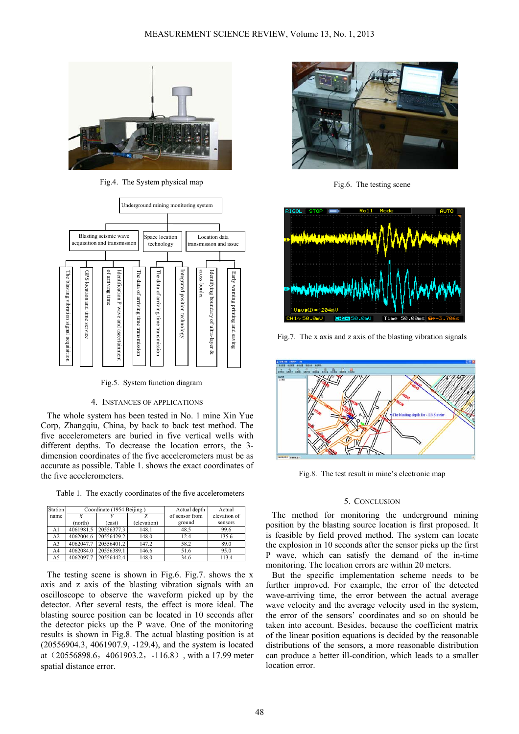Fig.4. The System physical map

Fig.5. System function diagram

Fig.6. The testing scene

Fig.7. The x axis and z axis of the blasting vibration signals

Fig.8. The test result in mine's electronic map

## 4. INSTANCES OF APPLICATIONS

The whole system has been tested in No. 1 mine Xin Yue Corp, Zhangqiu, China, by back to back test method. The five accelerometers are buried in five vertical wells with different depths. To decrease the location errors, the 3-dimension coordinates of the five accelerometers must be as accurate as possible. Table 1. shows the exact coordinates of the five accelerometers.

Table 1. The exactly coordinates of the five accelerometers

| Station name | Coordinate (1954 Beijing ) | | | Actual depth of sensor from ground | Actual elevation of sensors |
|---|---|---|---|---|---|
| | X (north) | Y (east) | Z (elevation) | | |
| A1 | 4061981.5 | 20556377.3 | 148.1 | 48.5 | 99.6 |
| A2 | 4062004.6 | 20556429.2 | 148.0 | 12.4 | 135.6 |
| A3 | 4062047.7 | 20556401.2 | 147.2 | 58.2 | 89.0 |
| A4 | 4062084.0 | 20556389.1 | 146.6 | 51.6 | 95.0 |
| A5 | 4062097.7 | 20556442.4 | 148.0 | 34.6 | 113.4 |

The testing scene is shown in Fig.6. Fig.7. shows the x axis and z axis of the blasting vibration signals with an oscilloscope to observe the waveform picked up by the detector. After several tests, the effect is more ideal. The blasting source position can be located in 10 seconds after the detector picks up the P wave. One of the monitoring results is shown in Fig.8. The actual blasting position is at (20556904.3, 4061907.9, -129.4), and the system is located at（20556898.6，4061903.2，-116.8）, with a 17.99 meter spatial distance error.

## 5. CONCLUSION

The method for monitoring the underground mining position by the blasting source location is first proposed. It is feasible by field proved method. The system can locate the explosion in 10 seconds after the sensor picks up the first P wave, which can satisfy the demand of the in-time monitoring. The location errors are within 20 meters.

But the specific implementation scheme needs to be further improved. For example, the error of the detected wave-arriving time, the error between the actual average wave velocity and the average velocity used in the system, the error of the sensors' coordinates and so on should be taken into account. Besides, because the coefficient matrix of the linear position equations is decided by the reasonable distributions of the sensors, a more reasonable distribution can produce a better ill-condition, which leads to a smaller location error.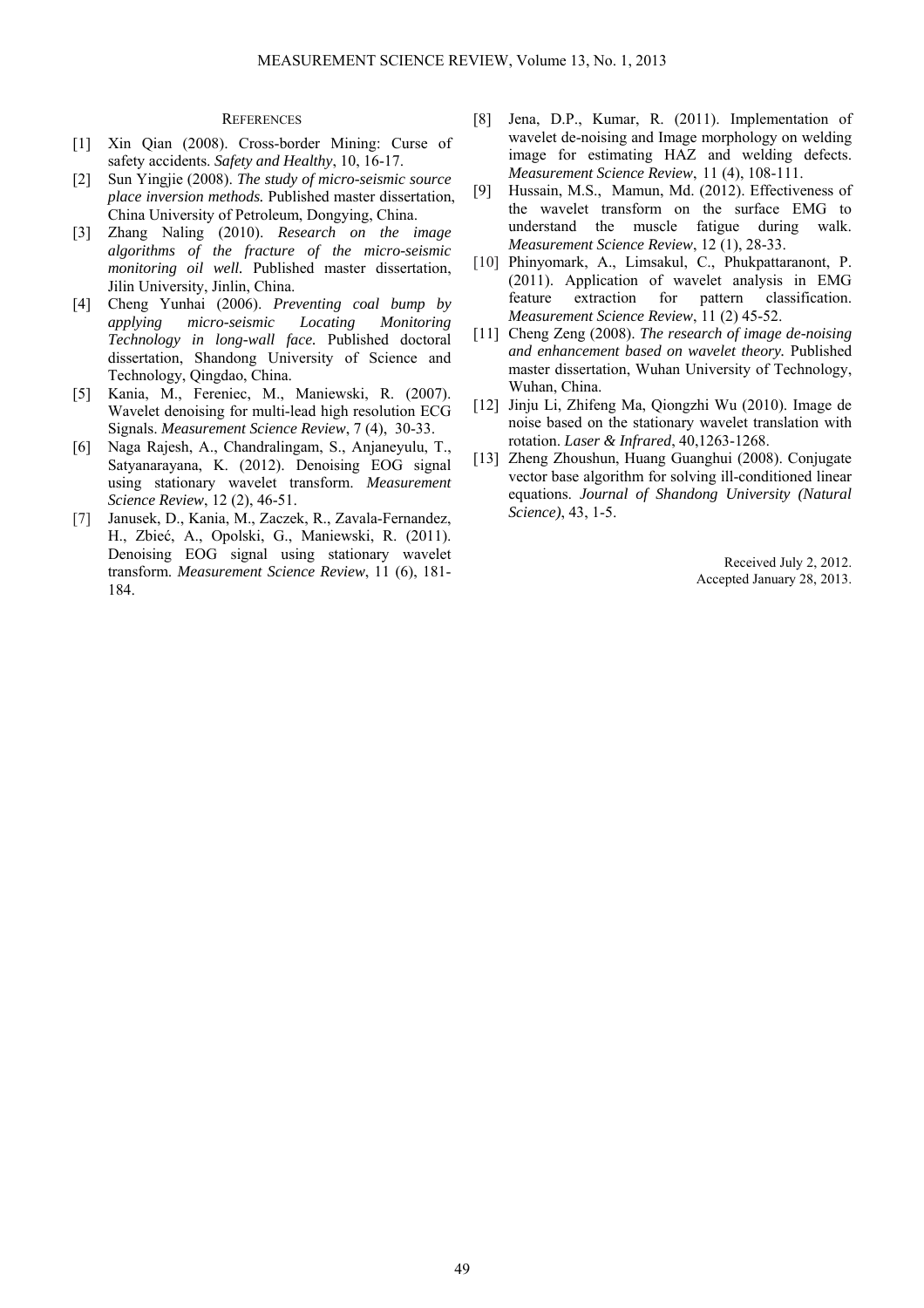## REFERENCES

[1] Xin Qian (2008). Cross-border Mining: Curse of safety accidents. *Safety and Healthy*, 10, 16-17.

[2] Sun Yingjie (2008). *The study of micro-seismic source place inversion methods.* Published master dissertation, China University of Petroleum, Dongying, China.

[3] Zhang Naling (2010). *Research on the image algorithms of the fracture of the micro-seismic monitoring oil well.* Published master dissertation, Jilin University, Jinlin, China.

[4] Cheng Yunhai (2006). *Preventing coal bump by applying micro-seismic Locating Monitoring Technology in long-wall face.* Published doctoral dissertation, Shandong University of Science and Technology, Qingdao, China.

[5] Kania, M., Fereniec, M., Maniewski, R. (2007). Wavelet denoising for multi-lead high resolution ECG Signals. *Measurement Science Review*, 7 (4), 30-33.

[6] Naga Rajesh, A., Chandralingam, S., Anjaneyulu, T., Satyanarayana, K. (2012). Denoising EOG signal using stationary wavelet transform. *Measurement Science Review*, 12 (2), 46-51.

[7] Janusek, D., Kania, M., Zaczek, R., Zavala-Fernandez, H., Zbieć, A., Opolski, G., Maniewski, R. (2011). Denoising EOG signal using stationary wavelet transform. *Measurement Science Review*, 11 (6), 181-184.

[8] Jena, D.P., Kumar, R. (2011). Implementation of wavelet de-noising and Image morphology on welding image for estimating HAZ and welding defects. *Measurement Science Review*, 11 (4), 108-111.

[9] Hussain, M.S., Mamun, Md. (2012). Effectiveness of the wavelet transform on the surface EMG to understand the muscle fatigue during walk. *Measurement Science Review*, 12 (1), 28-33.

[10] Phinyomark, A., Limsakul, C., Phukpattaranont, P. (2011). Application of wavelet analysis in EMG feature extraction for pattern classification. *Measurement Science Review*, 11 (2) 45-52.

[11] Cheng Zeng (2008). *The research of image de-noising and enhancement based on wavelet theory.* Published master dissertation, Wuhan University of Technology, Wuhan, China.

[12] Jinju Li, Zhifeng Ma, Qiongzhi Wu (2010). Image de noise based on the stationary wavelet translation with rotation. *Laser & Infrared*, 40,1263-1268.

[13] Zheng Zhoushun, Huang Guanghui (2008). Conjugate vector base algorithm for solving ill-conditioned linear equations. *Journal of Shandong University (Natural Science)*, 43, 1-5.

Received July 2, 2012.
Accepted January 28, 2013.